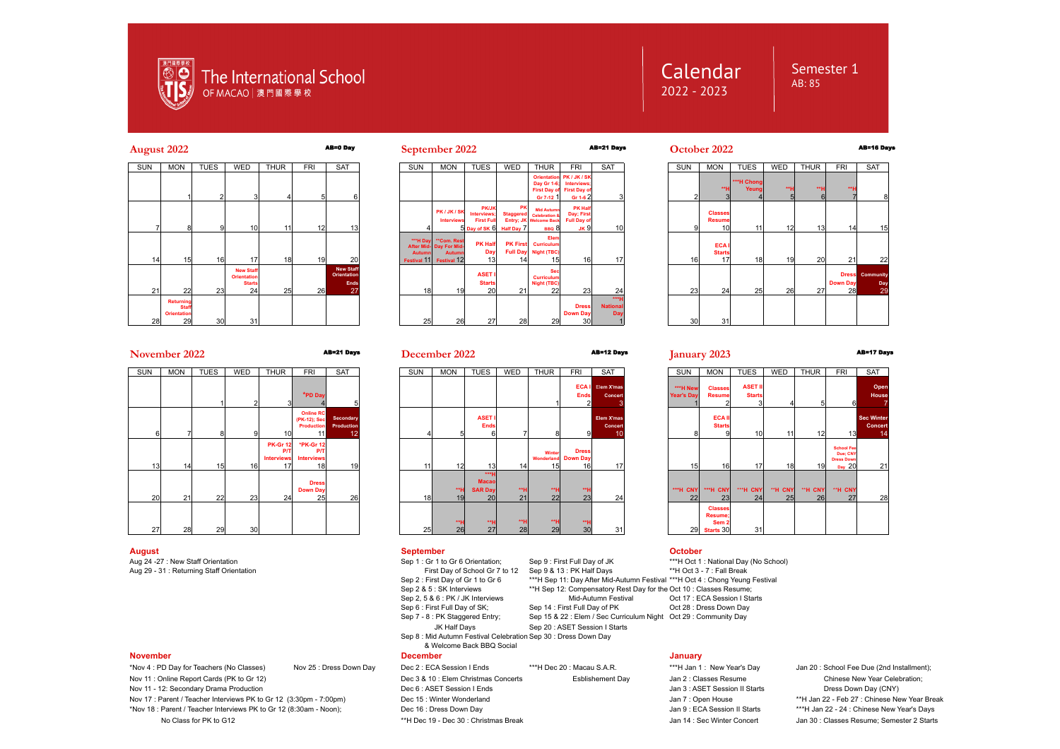# The International School OF MACAO | 澳門國際學校

## Calendar 2022 - 2023

### Semester 1
AB: 85

## August 2022

AB=0 Day

| SUN | MON | TUES | WED | THUR | FRI | SAT |
|---|---|---|---|---|---|---|
| | 1 | 2 | 3 | 4 | 5 | 6 |
| 7 | 8 | 9 | 10 | 11 | 12 | 13 |
| 14 | 15 | 16 | 17 | 18 | 19 | 20 |
| 21 | 22 | 23 | New Staff Orientation Starts 24 | 25 | 26 | New Staff Orientation Ends 27 |
| 28 | Returning Staff Orientation 29 | 30 | 31 | | | |

## September 2022

AB=21 Days

| SUN | MON | TUES | WED | THUR | FRI | SAT |
|---|---|---|---|---|---|---|
| | | | | Orientation Day Gr 1-6; First Day of Gr 7-12 1 | PK / JK / SK Interviews; First Day of Gr 1-6 2 | 3 |
| 4 | PK / JK / SK Interviews 5 | PK/JK Interviews; First Full Day of SK 6 | PK Staggered Entry; JK Half Day 7 | Mid Autumn Celebration & Welcome Back BBQ 8 | PK Half Day; First Full Day of JK 9 | 10 |
| ***H Day After Mid-Autumn Festival 11 | **Com. Rest Day For Mid-Autumn Festival 12 | PK Half Day 13 | PK First Full Day 14 | Elem Curriculum Night (TBC) 15 | 16 | 17 |
| 18 | 19 | ASET I Starts 20 | 21 | Sec Curriculum Night (TBC) 22 | 23 | 24 |
| 25 | 26 | 27 | 28 | 29 | Dress Down Day 30 | ***H National Day 1 |

## October 2022

AB=16 Days

| SUN | MON | TUES | WED | THUR | FRI | SAT |
|---|---|---|---|---|---|---|
| 2 | **H 3 | ***H Chong Yeung 4 | **H 5 | **H 6 | **H 7 | 8 |
| 9 | Classes Resume 10 | 11 | 12 | 13 | 14 | 15 |
| 16 | ECA I Starts 17 | 18 | 19 | 20 | 21 | 22 |
| 23 | 24 | 25 | 26 | 27 | Dress Down Day 28 | Community Day 29 |
| 30 | 31 | | | | | |

## November 2022

AB=21 Days

| SUN | MON | TUES | WED | THUR | FRI | SAT |
|---|---|---|---|---|---|---|
| | | 1 | 2 | 3 | *PD Day 4 | 5 |
| 6 | 7 | 8 | 9 | 10 | Online RC (PK-12); Sec Production 11 | Secondary Production 12 |
| 13 | 14 | 15 | 16 | PK-Gr 12 P/T Interviews 17 | *PK-Gr 12 P/T Interviews 18 | 19 |
| 20 | 21 | 22 | 23 | 24 | Dress Down Day 25 | 26 |
| 27 | 28 | 29 | 30 | | | |

## December 2022

AB=12 Days

| SUN | MON | TUES | WED | THUR | FRI | SAT |
|---|---|---|---|---|---|---|
| | | | | 1 | ECA I Ends 2 | Elem X'mas Concert 3 |
| 4 | 5 | ASET I Ends 6 | 7 | 8 | 9 | Elem X'mas Concert 10 |
| 11 | 12 | 13 | 14 | Winter Wonderland 15 | Dress Down Day 16 | 17 |
| 18 | **H 19 | ***H Macao SAR Day 20 | **H 21 | **H 22 | **H 23 | 24 |
| 25 | **H 26 | **H 27 | **H 28 | **H 29 | **H 30 | 31 |

## January 2023

AB=17 Days

| SUN | MON | TUES | WED | THUR | FRI | SAT |
|---|---|---|---|---|---|---|
| ***H New Year's Day 1 | Classes Resume 2 | ASET II Starts 3 | 4 | 5 | 6 | Open House 7 |
| 8 | ECA II Starts 9 | 10 | 11 | 12 | 13 | Sec Winter Concert 14 |
| 15 | 16 | 17 | 18 | 19 | School Fee Due; CNY Dress Down Day 20 | 21 |
| ***H CNY 22 | ***H CNY 23 | ***H CNY 24 | **H CNY 25 | **H CNY 26 | **H CNY 27 | 28 |
| 29 | Classes Resume; Sem 2 Starts 30 | 31 | | | | |

### August
- Aug 24 -27 : New Staff Orientation
- Aug 29 - 31 : Returning Staff Orientation

### September
- Sep 1 : Gr 1 to Gr 6 Orientation; First Day of School Gr 7 to 12
- Sep 2 : First Day of Gr 1 to Gr 6
- Sep 2 & 5 : SK Interviews
- Sep 2, 5 & 6 : PK / JK Interviews
- Sep 6 : First Full Day of SK;
- Sep 7 - 8 : PK Staggered Entry; JK Half Days
- Sep 8 : Mid Autumn Festival Celebration & Welcome Back BBQ Social
- Sep 9 : First Full Day of JK
- Sep 9 & 13 : PK Half Days
- ***H Sep 11: Day After Mid-Autumn Festival
- **H Sep 12: Compensatory Rest Day for the Mid-Autumn Festival
- Sep 14 : First Full Day of PK
- Sep 15 & 22 : Elem / Sec Curriculum Night
- Sep 20 : ASET Session I Starts
- Sep 30 : Dress Down Day

### October
- ***H Oct 1 : National Day (No School)
- **H Oct 3 - 7 : Fall Break
- ***H Oct 4 : Chong Yeung Festival
- Oct 10 : Classes Resume;
- Oct 17 : ECA Session I Starts
- Oct 28 : Dress Down Day
- Oct 29 : Community Day

### November
- *Nov 4 : PD Day for Teachers (No Classes)
- Nov 11 : Online Report Cards (PK to Gr 12)
- Nov 11 - 12: Secondary Drama Production
- Nov 17 : Parent / Teacher Interviews PK to Gr 12 (3:30pm - 7:00pm)
- *Nov 18 : Parent / Teacher Interviews PK to Gr 12 (8:30am - Noon); No Class for PK to G12
- Nov 25 : Dress Down Day

### December
- Dec 2 : ECA Session I Ends
- Dec 3 & 10 : Elem Christmas Concerts
- Dec 6 : ASET Session I Ends
- Dec 15 : Winter Wonderland
- Dec 16 : Dress Down Day
- **H Dec 19 - Dec 30 : Christmas Break
- ***H Dec 20 : Macau S.A.R. Esblishement Day

### January
- ***H Jan 1 : New Year's Day
- Jan 2 : Classes Resume
- Jan 3 : ASET Session II Starts
- Jan 7 : Open House
- Jan 9 : ECA Session II Starts
- Jan 14 : Sec Winter Concert
- Jan 20 : School Fee Due (2nd Installment); Chinese New Year Celebration; Dress Down Day (CNY)
- **H Jan 22 - Feb 27 : Chinese New Year Break
- ***H Jan 22 - 24 : Chinese New Year's Days
- Jan 30 : Classes Resume; Semester 2 Starts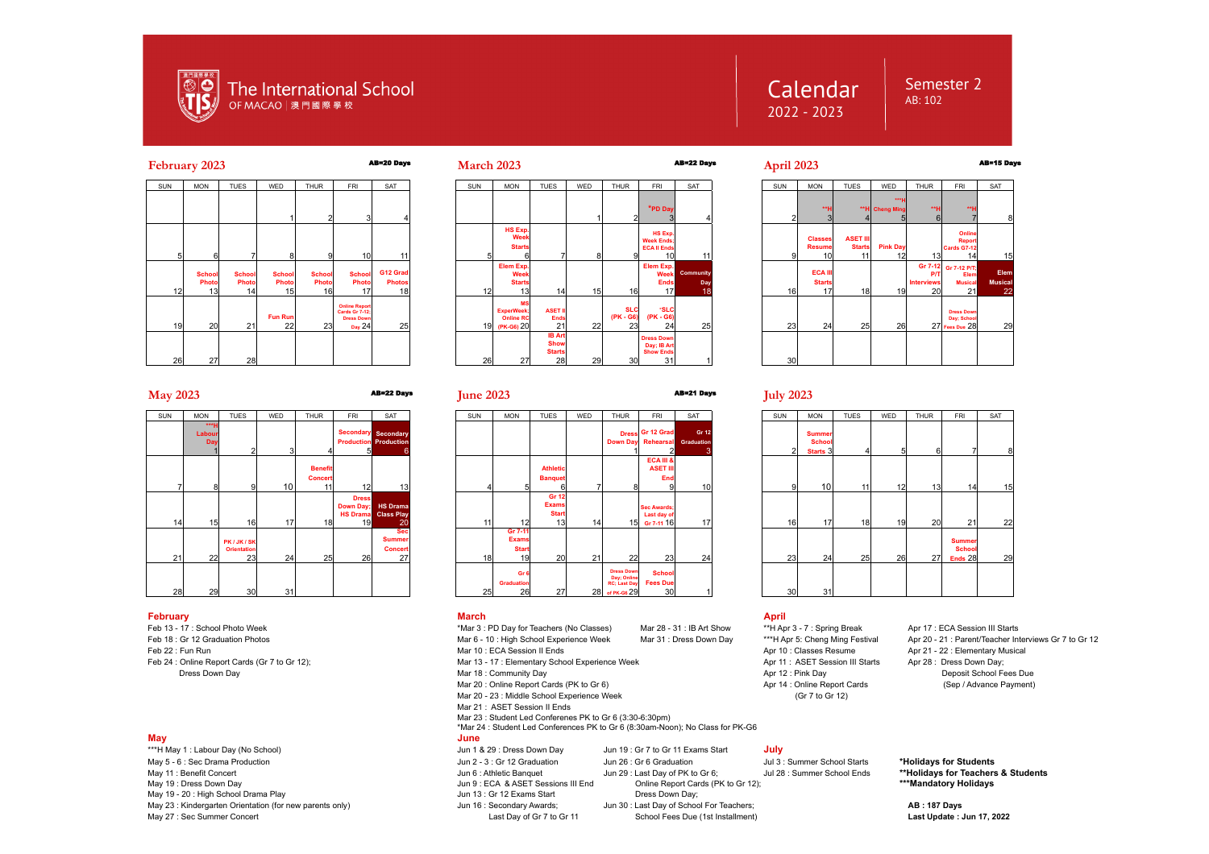# The International School OF MACAO | 澳門國際學校

# Calendar 2022 - 2023

## Semester 2
AB: 102

### February 2023
AB=20 Days

| SUN | MON | TUES | WED | THUR | FRI | SAT |
|---|---|---|---|---|---|---|
| | | | 1 | 2 | 3 | 4 |
| 5 | 6 | 7 | 8 | 9 | 10 | 11 |
| 12 | School Photo 13 | School Photo 14 | School Photo 15 | School Photo 16 | School Photo 17 | G12 Grad Photos 18 |
| 19 | 20 | 21 | Fun Run 22 | 23 | Online Report Cards Gr 7-12; Dress Down Day 24 | 25 |
| 26 | 27 | 28 | | | | |

### March 2023
AB=22 Days

| SUN | MON | TUES | WED | THUR | FRI | SAT |
|---|---|---|---|---|---|---|
| | | | 1 | 2 | *PD Day 3 | 4 |
| 5 | HS Exp. Week Starts 6 | 7 | 8 | 9 | HS Exp. Week Ends; ECA II Ends 10 | 11 |
| 12 | Elem Exp. Week Starts 13 | 14 | 15 | 16 | Elem Exp. Week Ends 17 | Community Day 18 |
| 19 | MS ExperWeek; Online RC (PK-G6) 20 | ASET II Ends 21 | 22 | SLC (PK - G6) 23 | *SLC (PK - G6) 24 | 25 |
| 26 | 27 | IB Art Show Starts 28 | 29 | 30 | Dress Down Day; IB Art Show Ends 31 | 1 |

### April 2023
AB=15 Days

| SUN | MON | TUES | WED | THUR | FRI | SAT |
|---|---|---|---|---|---|---|
| 2 | **H 3 | **H 4 | ***H Cheng Ming 5 | **H 6 | **H 7 | 8 |
| 9 | Classes Resume 10 | ASET III Starts 11 | Pink Day 12 | 13 | Online Report Cards G7-12 14 | 15 |
| 16 | ECA III Starts 17 | 18 | 19 | Gr 7-12 P/T Interviews 20 | Gr 7-12 P/T; Elem Musical 21 | Elem Musical 22 |
| 23 | 24 | 25 | 26 | 27 | Dress Down Day; School Fees Due 28 | 29 |
| 30 | | | | | | |

### May 2023
AB=22 Days

| SUN | MON | TUES | WED | THUR | FRI | SAT |
|---|---|---|---|---|---|---|
| | ***H Labour Day 1 | 2 | 3 | 4 | Secondary Production 5 | Secondary Production 6 |
| 7 | 8 | 9 | 10 | Benefit Concert 11 | 12 | 13 |
| 14 | 15 | 16 | 17 | 18 | Dress Down Day; HS Drama 19 | HS Drama Class Play 20 |
| 21 | 22 | PK / JK / SK Orientation 23 | 24 | 25 | 26 | Sec Summer Concert 27 |
| 28 | 29 | 30 | 31 | | | |

### June 2023
AB=21 Days

| SUN | MON | TUES | WED | THUR | FRI | SAT |
|---|---|---|---|---|---|---|
| | | | | Dress Down Day 1 | Gr 12 Grad Rehearsal 2 | Gr 12 Graduation 3 |
| 4 | 5 | Athletic Banquet 6 | 7 | 8 | ECA III & ASET III End 9 | 10 |
| 11 | 12 | Gr 12 Exams Start 13 | 14 | 15 | Sec Awards; Last day of Gr 7-11 16 | 17 |
| 18 | Gr 7-11 Exams Start 19 | 20 | 21 | 22 | 23 | 24 |
| 25 | Gr 6 Graduation 26 | 27 | 28 | Dress Down Day; Online RC; Last Day of PK-G6 29 | School Fees Due 30 | 1 |

### July 2023

| SUN | MON | TUES | WED | THUR | FRI | SAT |
|---|---|---|---|---|---|---|
| 2 | Summer School Starts 3 | 4 | 5 | 6 | 7 | 8 |
| 9 | 10 | 11 | 12 | 13 | 14 | 15 |
| 16 | 17 | 18 | 19 | 20 | 21 | 22 |
| 23 | 24 | 25 | 26 | 27 | Summer School Ends 28 | 29 |
| 30 | 31 | | | | | |

### February
- Feb 13 - 17 : School Photo Week
- Feb 18 : Gr 12 Graduation Photos
- Feb 22 : Fun Run
- Feb 24 : Online Report Cards (Gr 7 to Gr 12); Dress Down Day

### March
- *Mar 3 : PD Day for Teachers (No Classes)
- Mar 6 - 10 : High School Experience Week
- Mar 10 : ECA Session II Ends
- Mar 13 - 17 : Elementary School Experience Week
- Mar 18 : Community Day
- Mar 20 : Online Report Cards (PK to Gr 6)
- Mar 20 - 23 : Middle School Experience Week
- Mar 21 : ASET Session II Ends
- Mar 23 : Student Led Conferences PK to Gr 6 (3:30-6:30pm)
- *Mar 24 : Student Led Conferences PK to Gr 6 (8:30am-Noon); No Class for PK-G6
- Mar 28 - 31 : IB Art Show
- Mar 31 : Dress Down Day

### April
- **H Apr 3 - 7 : Spring Break
- ***H Apr 5: Cheng Ming Festival
- Apr 10 : Classes Resume
- Apr 11 : ASET Session III Starts
- Apr 12 : Pink Day
- Apr 14 : Online Report Cards (Gr 7 to Gr 12)
- Apr 17 : ECA Session III Starts
- Apr 20 - 21 : Parent/Teacher Interviews Gr 7 to Gr 12
- Apr 21 - 22 : Elementary Musical
- Apr 28 : Dress Down Day; Deposit School Fees Due (Sep / Advance Payment)

### May
- ***H May 1 : Labour Day (No School)
- May 5 - 6 : Sec Drama Production
- May 11 : Benefit Concert
- May 19 : Dress Down Day
- May 19 - 20 : High School Drama Play
- May 23 : Kindergarten Orientation (for new parents only)
- May 27 : Sec Summer Concert

### June
- Jun 1 & 29 : Dress Down Day
- Jun 2 - 3 : Gr 12 Graduation
- Jun 6 : Athletic Banquet
- Jun 9 : ECA & ASET Sessions III End
- Jun 13 : Gr 12 Exams Start
- Jun 16 : Secondary Awards; Last Day of Gr 7 to Gr 11
- Jun 19 : Gr 7 to Gr 11 Exams Start
- Jun 26 : Gr 6 Graduation
- Jun 29 : Last Day of PK to Gr 6; Online Report Cards (PK to Gr 12); Dress Down Day;
- Jun 30 : Last Day of School For Teachers; School Fees Due (1st Installment)

### July
- Jul 3 : Summer School Starts
- Jul 28 : Summer School Ends

**\*Holidays for Students**
**\*\*Holidays for Teachers & Students**
**\*\*\*Mandatory Holidays**

**AB : 187 Days**
**Last Update : Jun 17, 2022**